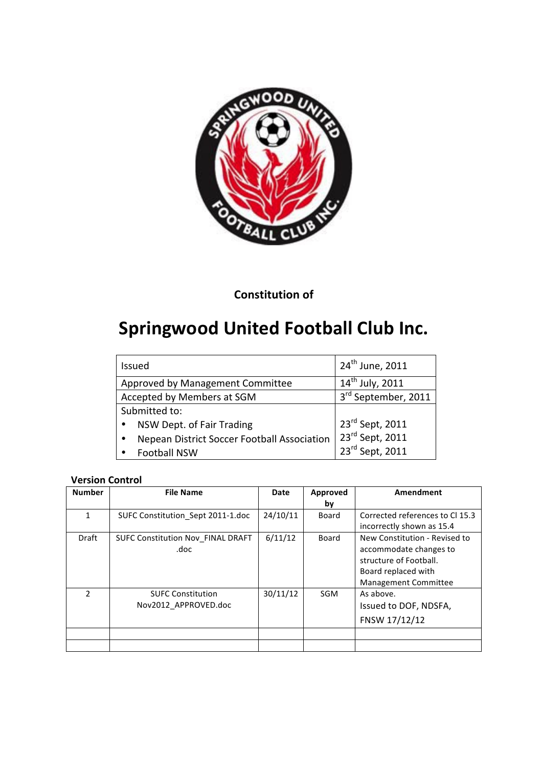Constitution of

# Springwood United Football Club Inc.

| | |
|---|---|
| Issued | 24th June, 2011 |
| Approved by Management Committee | 14th July, 2011 |
| Accepted by Members at SGM | 3rd September, 2011 |
| Submitted to:<br>• NSW Dept. of Fair Trading<br>• Nepean District Soccer Football Association<br>• Football NSW | <br>23rd Sept, 2011<br>23rd Sept, 2011<br>23rd Sept, 2011 |

**Version Control**

| Number | File Name | Date | Approved by | Amendment |
|---|---|---|---|---|
| 1 | SUFC Constitution_Sept 2011-1.doc | 24/10/11 | Board | Corrected references to Cl 15.3 incorrectly shown as 15.4 |
| Draft | SUFC Constitution Nov_FINAL DRAFT .doc | 6/11/12 | Board | New Constitution - Revised to accommodate changes to structure of Football. Board replaced with Management Committee |
| 2 | SUFC Constitution Nov2012_APPROVED.doc | 30/11/12 | SGM | As above. Issued to DOF, NDSFA, FNSW 17/12/12 |
| | | | | |
| | | | | |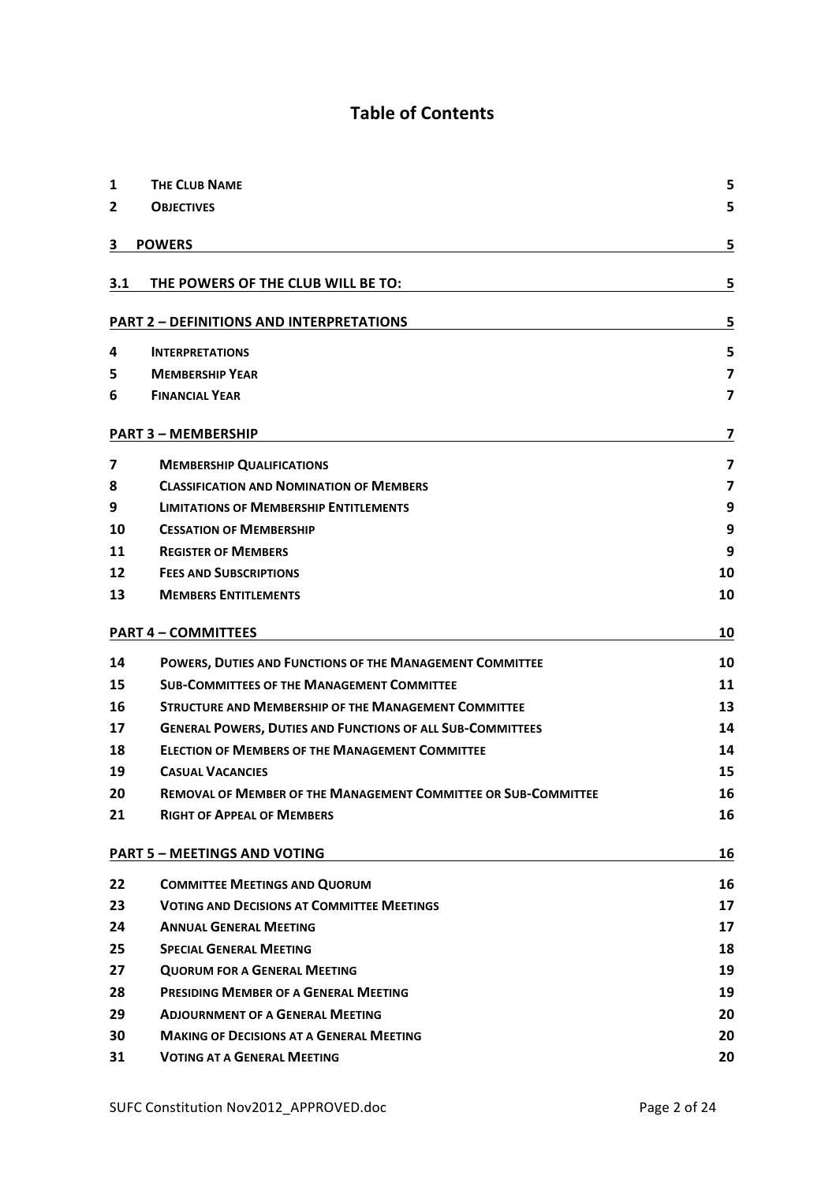# Table of Contents

| | | |
|---|---|---|
| 1 | THE CLUB NAME | 5 |
| 2 | OBJECTIVES | 5 |
| 3 | POWERS | 5 |
| 3.1 | THE POWERS OF THE CLUB WILL BE TO: | 5 |
| | PART 2 – DEFINITIONS AND INTERPRETATIONS | 5 |
| 4 | INTERPRETATIONS | 5 |
| 5 | MEMBERSHIP YEAR | 7 |
| 6 | FINANCIAL YEAR | 7 |
| | PART 3 – MEMBERSHIP | 7 |
| 7 | MEMBERSHIP QUALIFICATIONS | 7 |
| 8 | CLASSIFICATION AND NOMINATION OF MEMBERS | 7 |
| 9 | LIMITATIONS OF MEMBERSHIP ENTITLEMENTS | 9 |
| 10 | CESSATION OF MEMBERSHIP | 9 |
| 11 | REGISTER OF MEMBERS | 9 |
| 12 | FEES AND SUBSCRIPTIONS | 10 |
| 13 | MEMBERS ENTITLEMENTS | 10 |
| | PART 4 – COMMITTEES | 10 |
| 14 | POWERS, DUTIES AND FUNCTIONS OF THE MANAGEMENT COMMITTEE | 10 |
| 15 | SUB-COMMITTEES OF THE MANAGEMENT COMMITTEE | 11 |
| 16 | STRUCTURE AND MEMBERSHIP OF THE MANAGEMENT COMMITTEE | 13 |
| 17 | GENERAL POWERS, DUTIES AND FUNCTIONS OF ALL SUB-COMMITTEES | 14 |
| 18 | ELECTION OF MEMBERS OF THE MANAGEMENT COMMITTEE | 14 |
| 19 | CASUAL VACANCIES | 15 |
| 20 | REMOVAL OF MEMBER OF THE MANAGEMENT COMMITTEE OR SUB-COMMITTEE | 16 |
| 21 | RIGHT OF APPEAL OF MEMBERS | 16 |
| | PART 5 – MEETINGS AND VOTING | 16 |
| 22 | COMMITTEE MEETINGS AND QUORUM | 16 |
| 23 | VOTING AND DECISIONS AT COMMITTEE MEETINGS | 17 |
| 24 | ANNUAL GENERAL MEETING | 17 |
| 25 | SPECIAL GENERAL MEETING | 18 |
| 27 | QUORUM FOR A GENERAL MEETING | 19 |
| 28 | PRESIDING MEMBER OF A GENERAL MEETING | 19 |
| 29 | ADJOURNMENT OF A GENERAL MEETING | 20 |
| 30 | MAKING OF DECISIONS AT A GENERAL MEETING | 20 |
| 31 | VOTING AT A GENERAL MEETING | 20 |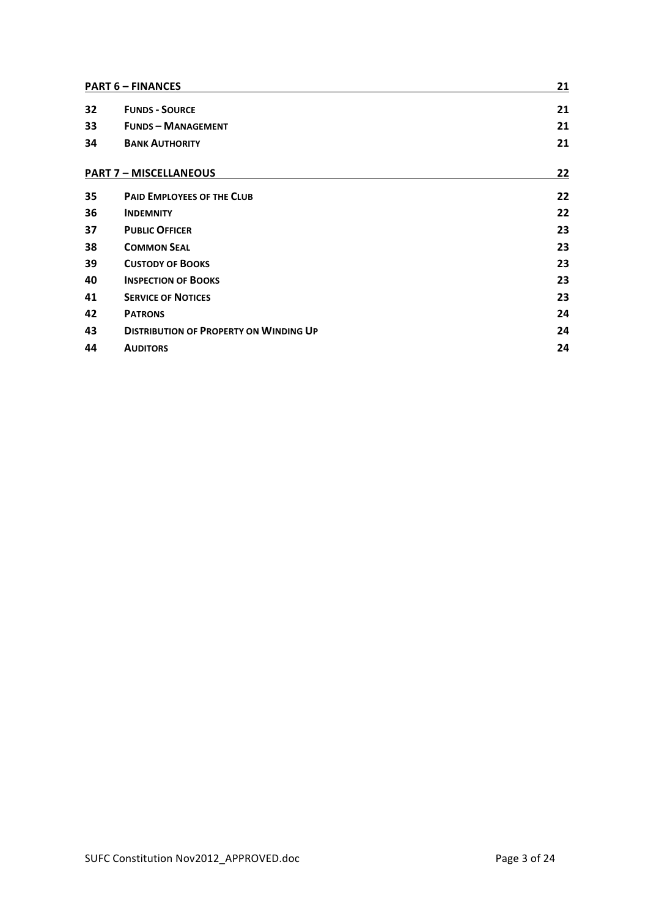| **PART 6 – FINANCES** | | **21** |
|---|---|---|
| **32** | **FUNDS - SOURCE** | **21** |
| **33** | **FUNDS – MANAGEMENT** | **21** |
| **34** | **BANK AUTHORITY** | **21** |

| **PART 7 – MISCELLANEOUS** | | **22** |
|---|---|---|
| **35** | **PAID EMPLOYEES OF THE CLUB** | **22** |
| **36** | **INDEMNITY** | **22** |
| **37** | **PUBLIC OFFICER** | **23** |
| **38** | **COMMON SEAL** | **23** |
| **39** | **CUSTODY OF BOOKS** | **23** |
| **40** | **INSPECTION OF BOOKS** | **23** |
| **41** | **SERVICE OF NOTICES** | **23** |
| **42** | **PATRONS** | **24** |
| **43** | **DISTRIBUTION OF PROPERTY ON WINDING UP** | **24** |
| **44** | **AUDITORS** | **24** |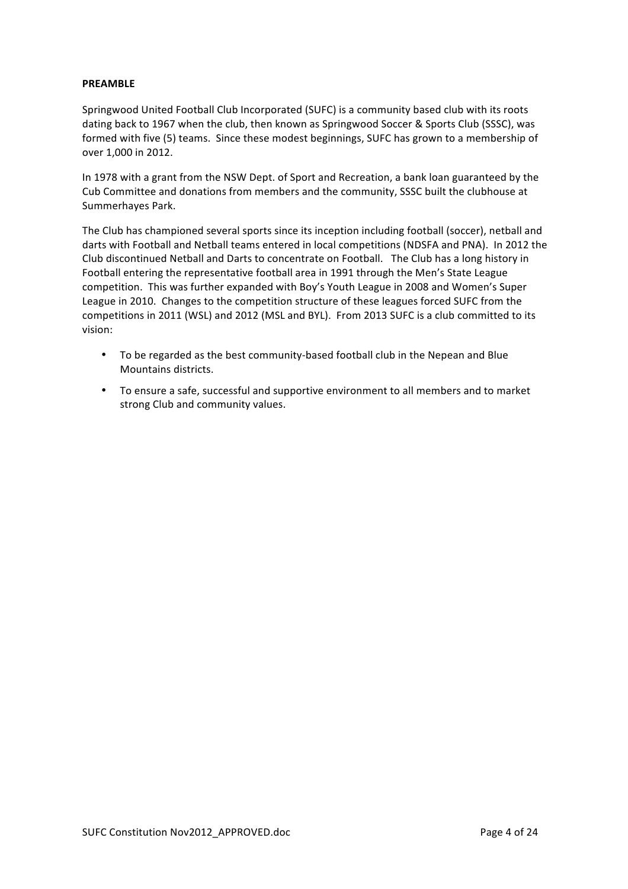**PREAMBLE**

Springwood United Football Club Incorporated (SUFC) is a community based club with its roots dating back to 1967 when the club, then known as Springwood Soccer & Sports Club (SSSC), was formed with five (5) teams. Since these modest beginnings, SUFC has grown to a membership of over 1,000 in 2012.

In 1978 with a grant from the NSW Dept. of Sport and Recreation, a bank loan guaranteed by the Cub Committee and donations from members and the community, SSSC built the clubhouse at Summerhayes Park.

The Club has championed several sports since its inception including football (soccer), netball and darts with Football and Netball teams entered in local competitions (NDSFA and PNA). In 2012 the Club discontinued Netball and Darts to concentrate on Football. The Club has a long history in Football entering the representative football area in 1991 through the Men's State League competition. This was further expanded with Boy's Youth League in 2008 and Women's Super League in 2010. Changes to the competition structure of these leagues forced SUFC from the competitions in 2011 (WSL) and 2012 (MSL and BYL). From 2013 SUFC is a club committed to its vision:

- To be regarded as the best community-based football club in the Nepean and Blue Mountains districts.
- To ensure a safe, successful and supportive environment to all members and to market strong Club and community values.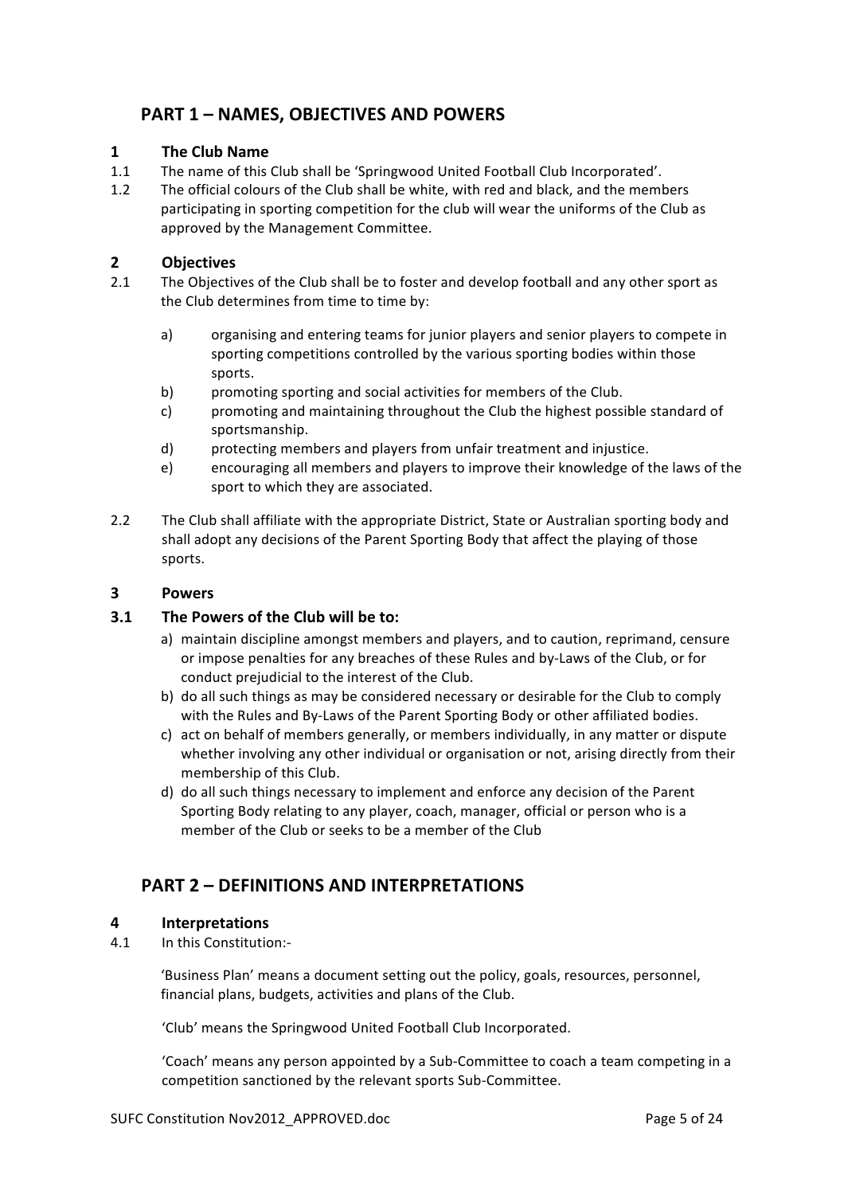## PART 1 – NAMES, OBJECTIVES AND POWERS

### 1 The Club Name

1.1 The name of this Club shall be 'Springwood United Football Club Incorporated'.

1.2 The official colours of the Club shall be white, with red and black, and the members participating in sporting competition for the club will wear the uniforms of the Club as approved by the Management Committee.

### 2 Objectives

2.1 The Objectives of the Club shall be to foster and develop football and any other sport as the Club determines from time to time by:

a) organising and entering teams for junior players and senior players to compete in sporting competitions controlled by the various sporting bodies within those sports.

b) promoting sporting and social activities for members of the Club.

c) promoting and maintaining throughout the Club the highest possible standard of sportsmanship.

d) protecting members and players from unfair treatment and injustice.

e) encouraging all members and players to improve their knowledge of the laws of the sport to which they are associated.

2.2 The Club shall affiliate with the appropriate District, State or Australian sporting body and shall adopt any decisions of the Parent Sporting Body that affect the playing of those sports.

### 3 Powers

### 3.1 The Powers of the Club will be to:

a) maintain discipline amongst members and players, and to caution, reprimand, censure or impose penalties for any breaches of these Rules and by-Laws of the Club, or for conduct prejudicial to the interest of the Club.

b) do all such things as may be considered necessary or desirable for the Club to comply with the Rules and By-Laws of the Parent Sporting Body or other affiliated bodies.

c) act on behalf of members generally, or members individually, in any matter or dispute whether involving any other individual or organisation or not, arising directly from their membership of this Club.

d) do all such things necessary to implement and enforce any decision of the Parent Sporting Body relating to any player, coach, manager, official or person who is a member of the Club or seeks to be a member of the Club

## PART 2 – DEFINITIONS AND INTERPRETATIONS

### 4 Interpretations

4.1 In this Constitution:-

'Business Plan' means a document setting out the policy, goals, resources, personnel, financial plans, budgets, activities and plans of the Club.

'Club' means the Springwood United Football Club Incorporated.

'Coach' means any person appointed by a Sub-Committee to coach a team competing in a competition sanctioned by the relevant sports Sub-Committee.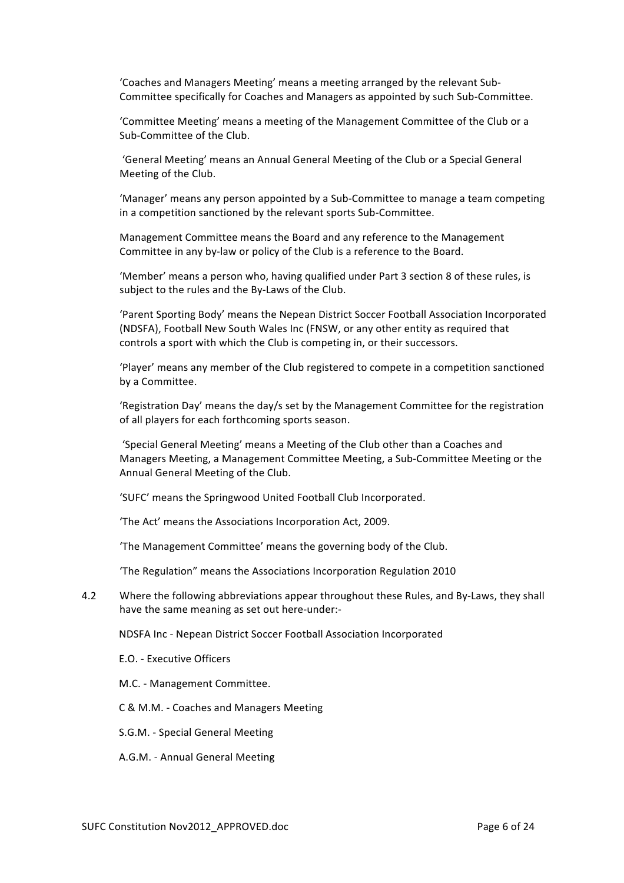'Coaches and Managers Meeting' means a meeting arranged by the relevant Sub-Committee specifically for Coaches and Managers as appointed by such Sub-Committee.

'Committee Meeting' means a meeting of the Management Committee of the Club or a Sub-Committee of the Club.

'General Meeting' means an Annual General Meeting of the Club or a Special General Meeting of the Club.

'Manager' means any person appointed by a Sub-Committee to manage a team competing in a competition sanctioned by the relevant sports Sub-Committee.

Management Committee means the Board and any reference to the Management Committee in any by-law or policy of the Club is a reference to the Board.

'Member' means a person who, having qualified under Part 3 section 8 of these rules, is subject to the rules and the By-Laws of the Club.

'Parent Sporting Body' means the Nepean District Soccer Football Association Incorporated (NDSFA), Football New South Wales Inc (FNSW, or any other entity as required that controls a sport with which the Club is competing in, or their successors.

'Player' means any member of the Club registered to compete in a competition sanctioned by a Committee.

'Registration Day' means the day/s set by the Management Committee for the registration of all players for each forthcoming sports season.

'Special General Meeting' means a Meeting of the Club other than a Coaches and Managers Meeting, a Management Committee Meeting, a Sub-Committee Meeting or the Annual General Meeting of the Club.

'SUFC' means the Springwood United Football Club Incorporated.

'The Act' means the Associations Incorporation Act, 2009.

'The Management Committee' means the governing body of the Club.

'The Regulation" means the Associations Incorporation Regulation 2010

4.2 Where the following abbreviations appear throughout these Rules, and By-Laws, they shall have the same meaning as set out here-under:-

NDSFA Inc - Nepean District Soccer Football Association Incorporated

E.O. - Executive Officers

M.C. - Management Committee.

C & M.M. - Coaches and Managers Meeting

S.G.M. - Special General Meeting

A.G.M. - Annual General Meeting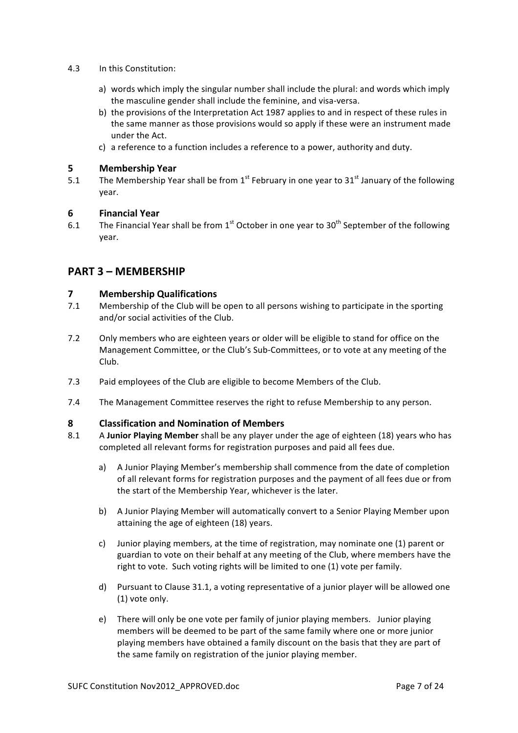4.3 In this Constitution:

a) words which imply the singular number shall include the plural: and words which imply the masculine gender shall include the feminine, and visa-versa.
b) the provisions of the Interpretation Act 1987 applies to and in respect of these rules in the same manner as those provisions would so apply if these were an instrument made under the Act.
c) a reference to a function includes a reference to a power, authority and duty.

### 5 Membership Year

5.1 The Membership Year shall be from 1st February in one year to 31st January of the following year.

### 6 Financial Year

6.1 The Financial Year shall be from 1st October in one year to 30th September of the following year.

## PART 3 – MEMBERSHIP

### 7 Membership Qualifications

7.1 Membership of the Club will be open to all persons wishing to participate in the sporting and/or social activities of the Club.

7.2 Only members who are eighteen years or older will be eligible to stand for office on the Management Committee, or the Club's Sub-Committees, or to vote at any meeting of the Club.

7.3 Paid employees of the Club are eligible to become Members of the Club.

7.4 The Management Committee reserves the right to refuse Membership to any person.

### 8 Classification and Nomination of Members

8.1 A **Junior Playing Member** shall be any player under the age of eighteen (18) years who has completed all relevant forms for registration purposes and paid all fees due.

a) A Junior Playing Member's membership shall commence from the date of completion of all relevant forms for registration purposes and the payment of all fees due or from the start of the Membership Year, whichever is the later.

b) A Junior Playing Member will automatically convert to a Senior Playing Member upon attaining the age of eighteen (18) years.

c) Junior playing members, at the time of registration, may nominate one (1) parent or guardian to vote on their behalf at any meeting of the Club, where members have the right to vote. Such voting rights will be limited to one (1) vote per family.

d) Pursuant to Clause 31.1, a voting representative of a junior player will be allowed one (1) vote only.

e) There will only be one vote per family of junior playing members. Junior playing members will be deemed to be part of the same family where one or more junior playing members have obtained a family discount on the basis that they are part of the same family on registration of the junior playing member.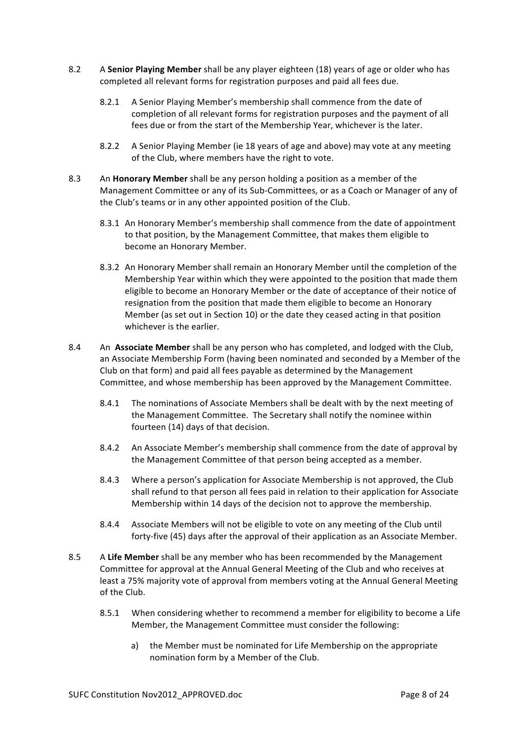8.2 A **Senior Playing Member** shall be any player eighteen (18) years of age or older who has completed all relevant forms for registration purposes and paid all fees due.

8.2.1 A Senior Playing Member's membership shall commence from the date of completion of all relevant forms for registration purposes and the payment of all fees due or from the start of the Membership Year, whichever is the later.

8.2.2 A Senior Playing Member (ie 18 years of age and above) may vote at any meeting of the Club, where members have the right to vote.

8.3 An **Honorary Member** shall be any person holding a position as a member of the Management Committee or any of its Sub-Committees, or as a Coach or Manager of any of the Club's teams or in any other appointed position of the Club.

8.3.1 An Honorary Member's membership shall commence from the date of appointment to that position, by the Management Committee, that makes them eligible to become an Honorary Member.

8.3.2 An Honorary Member shall remain an Honorary Member until the completion of the Membership Year within which they were appointed to the position that made them eligible to become an Honorary Member or the date of acceptance of their notice of resignation from the position that made them eligible to become an Honorary Member (as set out in Section 10) or the date they ceased acting in that position whichever is the earlier.

8.4 An **Associate Member** shall be any person who has completed, and lodged with the Club, an Associate Membership Form (having been nominated and seconded by a Member of the Club on that form) and paid all fees payable as determined by the Management Committee, and whose membership has been approved by the Management Committee.

8.4.1 The nominations of Associate Members shall be dealt with by the next meeting of the Management Committee. The Secretary shall notify the nominee within fourteen (14) days of that decision.

8.4.2 An Associate Member's membership shall commence from the date of approval by the Management Committee of that person being accepted as a member.

8.4.3 Where a person's application for Associate Membership is not approved, the Club shall refund to that person all fees paid in relation to their application for Associate Membership within 14 days of the decision not to approve the membership.

8.4.4 Associate Members will not be eligible to vote on any meeting of the Club until forty-five (45) days after the approval of their application as an Associate Member.

8.5 A **Life Member** shall be any member who has been recommended by the Management Committee for approval at the Annual General Meeting of the Club and who receives at least a 75% majority vote of approval from members voting at the Annual General Meeting of the Club.

8.5.1 When considering whether to recommend a member for eligibility to become a Life Member, the Management Committee must consider the following:

a) the Member must be nominated for Life Membership on the appropriate nomination form by a Member of the Club.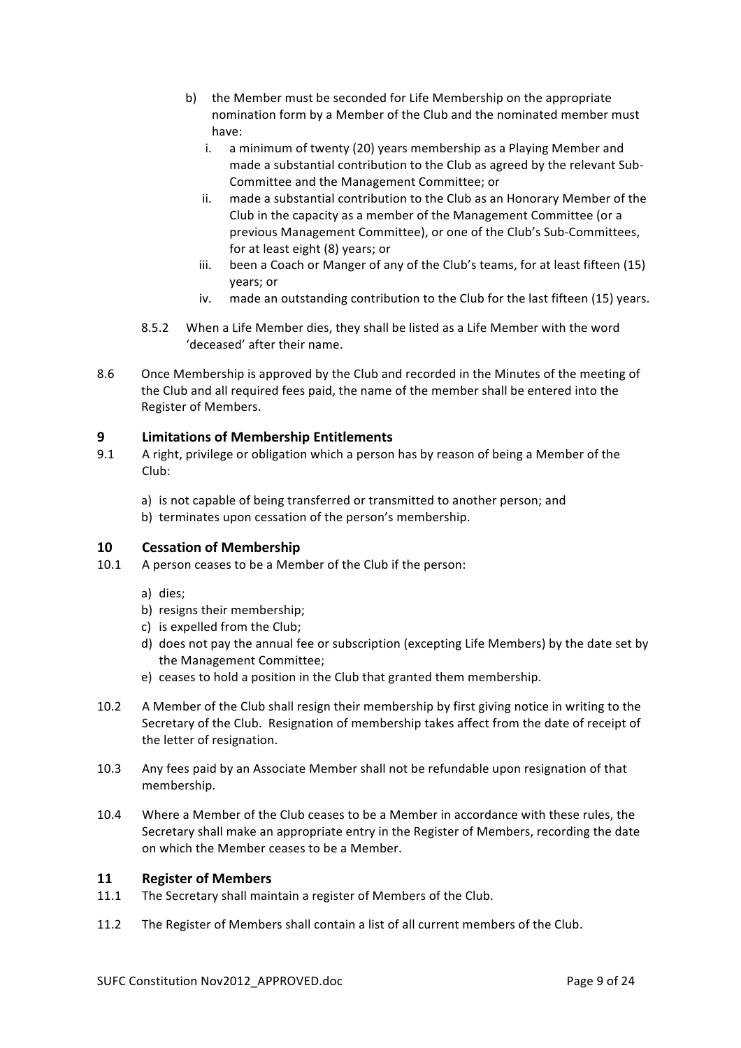b) the Member must be seconded for Life Membership on the appropriate nomination form by a Member of the Club and the nominated member must have:
   i. a minimum of twenty (20) years membership as a Playing Member and made a substantial contribution to the Club as agreed by the relevant Sub-Committee and the Management Committee; or
   ii. made a substantial contribution to the Club as an Honorary Member of the Club in the capacity as a member of the Management Committee (or a previous Management Committee), or one of the Club's Sub-Committees, for at least eight (8) years; or
   iii. been a Coach or Manger of any of the Club's teams, for at least fifteen (15) years; or
   iv. made an outstanding contribution to the Club for the last fifteen (15) years.

8.5.2 When a Life Member dies, they shall be listed as a Life Member with the word 'deceased' after their name.

8.6 Once Membership is approved by the Club and recorded in the Minutes of the meeting of the Club and all required fees paid, the name of the member shall be entered into the Register of Members.

## 9 Limitations of Membership Entitlements

9.1 A right, privilege or obligation which a person has by reason of being a Member of the Club:

a) is not capable of being transferred or transmitted to another person; and
b) terminates upon cessation of the person's membership.

## 10 Cessation of Membership

10.1 A person ceases to be a Member of the Club if the person:

a) dies;
b) resigns their membership;
c) is expelled from the Club;
d) does not pay the annual fee or subscription (excepting Life Members) by the date set by the Management Committee;
e) ceases to hold a position in the Club that granted them membership.

10.2 A Member of the Club shall resign their membership by first giving notice in writing to the Secretary of the Club. Resignation of membership takes affect from the date of receipt of the letter of resignation.

10.3 Any fees paid by an Associate Member shall not be refundable upon resignation of that membership.

10.4 Where a Member of the Club ceases to be a Member in accordance with these rules, the Secretary shall make an appropriate entry in the Register of Members, recording the date on which the Member ceases to be a Member.

## 11 Register of Members

11.1 The Secretary shall maintain a register of Members of the Club.

11.2 The Register of Members shall contain a list of all current members of the Club.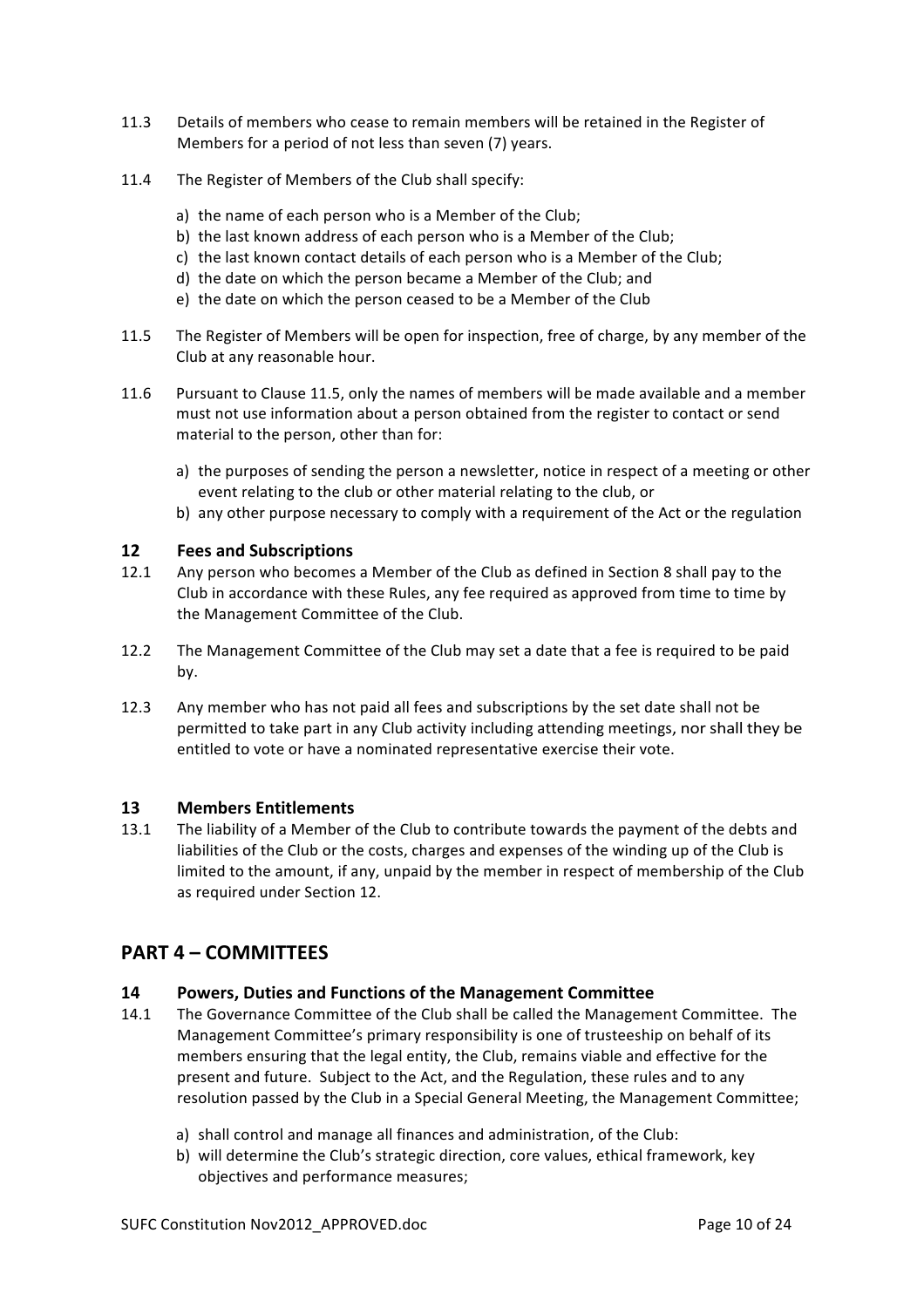11.3 Details of members who cease to remain members will be retained in the Register of Members for a period of not less than seven (7) years.

11.4 The Register of Members of the Club shall specify:

a) the name of each person who is a Member of the Club;
b) the last known address of each person who is a Member of the Club;
c) the last known contact details of each person who is a Member of the Club;
d) the date on which the person became a Member of the Club; and
e) the date on which the person ceased to be a Member of the Club

11.5 The Register of Members will be open for inspection, free of charge, by any member of the Club at any reasonable hour.

11.6 Pursuant to Clause 11.5, only the names of members will be made available and a member must not use information about a person obtained from the register to contact or send material to the person, other than for:

a) the purposes of sending the person a newsletter, notice in respect of a meeting or other event relating to the club or other material relating to the club, or
b) any other purpose necessary to comply with a requirement of the Act or the regulation

### 12 Fees and Subscriptions

12.1 Any person who becomes a Member of the Club as defined in Section 8 shall pay to the Club in accordance with these Rules, any fee required as approved from time to time by the Management Committee of the Club.

12.2 The Management Committee of the Club may set a date that a fee is required to be paid by.

12.3 Any member who has not paid all fees and subscriptions by the set date shall not be permitted to take part in any Club activity including attending meetings, nor shall they be entitled to vote or have a nominated representative exercise their vote.

### 13 Members Entitlements

13.1 The liability of a Member of the Club to contribute towards the payment of the debts and liabilities of the Club or the costs, charges and expenses of the winding up of the Club is limited to the amount, if any, unpaid by the member in respect of membership of the Club as required under Section 12.

## PART 4 – COMMITTEES

### 14 Powers, Duties and Functions of the Management Committee

14.1 The Governance Committee of the Club shall be called the Management Committee. The Management Committee's primary responsibility is one of trusteeship on behalf of its members ensuring that the legal entity, the Club, remains viable and effective for the present and future. Subject to the Act, and the Regulation, these rules and to any resolution passed by the Club in a Special General Meeting, the Management Committee;

a) shall control and manage all finances and administration, of the Club:
b) will determine the Club's strategic direction, core values, ethical framework, key objectives and performance measures;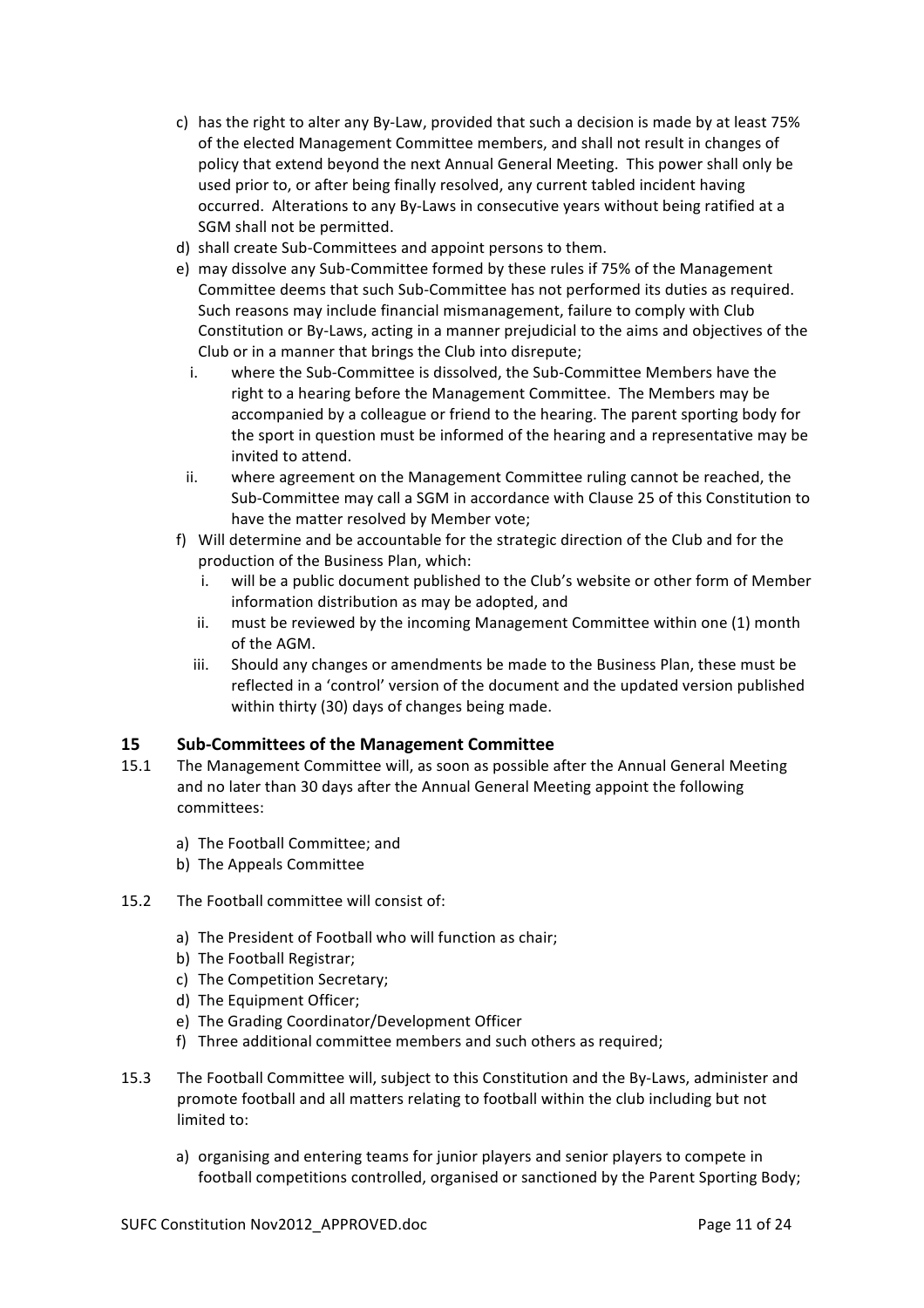c) has the right to alter any By-Law, provided that such a decision is made by at least 75% of the elected Management Committee members, and shall not result in changes of policy that extend beyond the next Annual General Meeting. This power shall only be used prior to, or after being finally resolved, any current tabled incident having occurred. Alterations to any By-Laws in consecutive years without being ratified at a SGM shall not be permitted.

d) shall create Sub-Committees and appoint persons to them.

e) may dissolve any Sub-Committee formed by these rules if 75% of the Management Committee deems that such Sub-Committee has not performed its duties as required. Such reasons may include financial mismanagement, failure to comply with Club Constitution or By-Laws, acting in a manner prejudicial to the aims and objectives of the Club or in a manner that brings the Club into disrepute;

   i. where the Sub-Committee is dissolved, the Sub-Committee Members have the right to a hearing before the Management Committee. The Members may be accompanied by a colleague or friend to the hearing. The parent sporting body for the sport in question must be informed of the hearing and a representative may be invited to attend.

   ii. where agreement on the Management Committee ruling cannot be reached, the Sub-Committee may call a SGM in accordance with Clause 25 of this Constitution to have the matter resolved by Member vote;

f) Will determine and be accountable for the strategic direction of the Club and for the production of the Business Plan, which:

   i. will be a public document published to the Club's website or other form of Member information distribution as may be adopted, and

   ii. must be reviewed by the incoming Management Committee within one (1) month of the AGM.

   iii. Should any changes or amendments be made to the Business Plan, these must be reflected in a 'control' version of the document and the updated version published within thirty (30) days of changes being made.

## 15 Sub-Committees of the Management Committee

15.1 The Management Committee will, as soon as possible after the Annual General Meeting and no later than 30 days after the Annual General Meeting appoint the following committees:

a) The Football Committee; and
b) The Appeals Committee

15.2 The Football committee will consist of:

a) The President of Football who will function as chair;
b) The Football Registrar;
c) The Competition Secretary;
d) The Equipment Officer;
e) The Grading Coordinator/Development Officer
f) Three additional committee members and such others as required;

15.3 The Football Committee will, subject to this Constitution and the By-Laws, administer and promote football and all matters relating to football within the club including but not limited to:

a) organising and entering teams for junior players and senior players to compete in football competitions controlled, organised or sanctioned by the Parent Sporting Body;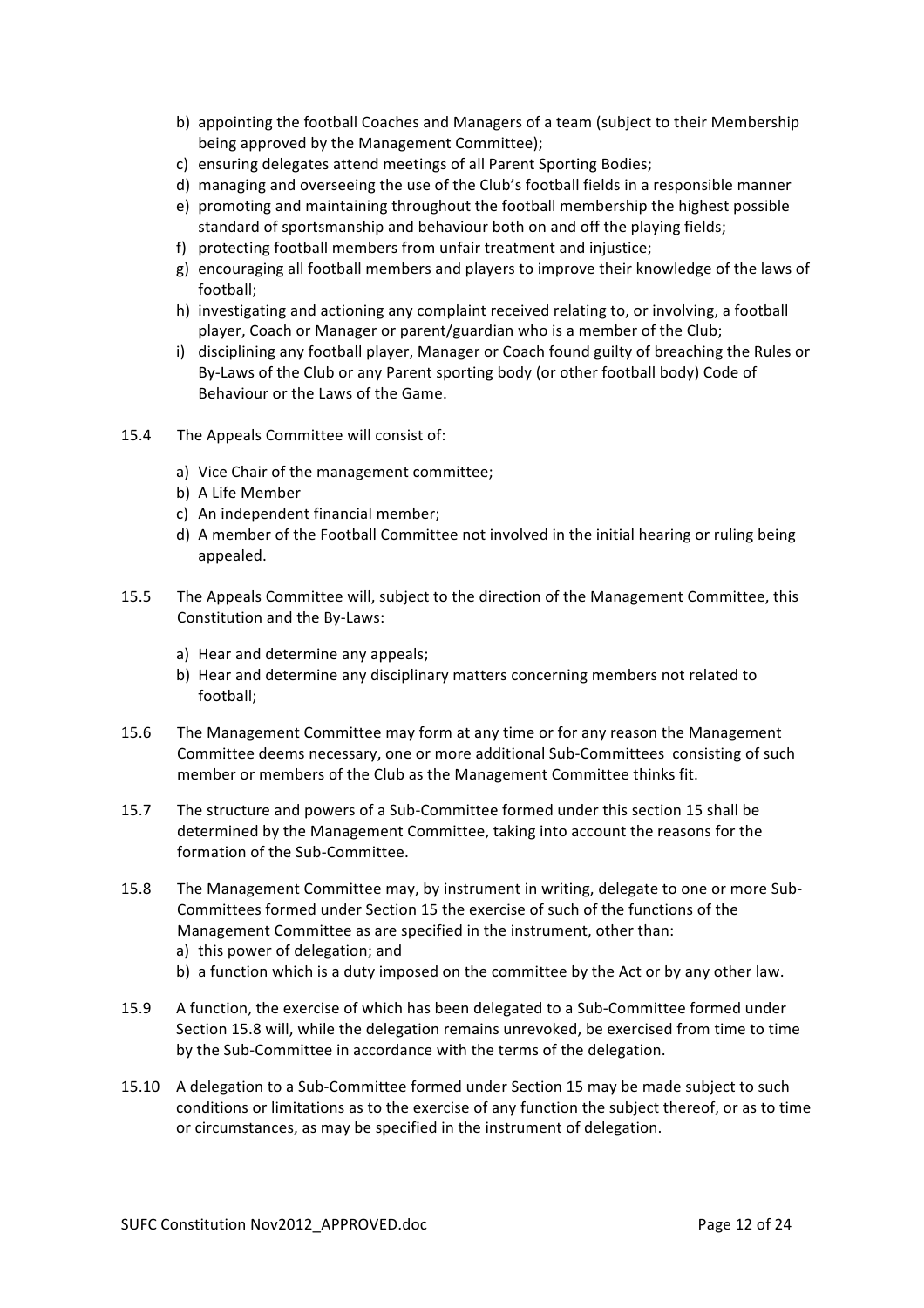b) appointing the football Coaches and Managers of a team (subject to their Membership being approved by the Management Committee);
c) ensuring delegates attend meetings of all Parent Sporting Bodies;
d) managing and overseeing the use of the Club's football fields in a responsible manner
e) promoting and maintaining throughout the football membership the highest possible standard of sportsmanship and behaviour both on and off the playing fields;
f) protecting football members from unfair treatment and injustice;
g) encouraging all football members and players to improve their knowledge of the laws of football;
h) investigating and actioning any complaint received relating to, or involving, a football player, Coach or Manager or parent/guardian who is a member of the Club;
i) disciplining any football player, Manager or Coach found guilty of breaching the Rules or By-Laws of the Club or any Parent sporting body (or other football body) Code of Behaviour or the Laws of the Game.

15.4 The Appeals Committee will consist of:

a) Vice Chair of the management committee;
b) A Life Member
c) An independent financial member;
d) A member of the Football Committee not involved in the initial hearing or ruling being appealed.

15.5 The Appeals Committee will, subject to the direction of the Management Committee, this Constitution and the By-Laws:

a) Hear and determine any appeals;
b) Hear and determine any disciplinary matters concerning members not related to football;

15.6 The Management Committee may form at any time or for any reason the Management Committee deems necessary, one or more additional Sub-Committees consisting of such member or members of the Club as the Management Committee thinks fit.

15.7 The structure and powers of a Sub-Committee formed under this section 15 shall be determined by the Management Committee, taking into account the reasons for the formation of the Sub-Committee.

15.8 The Management Committee may, by instrument in writing, delegate to one or more Sub-Committees formed under Section 15 the exercise of such of the functions of the Management Committee as are specified in the instrument, other than:
a) this power of delegation; and
b) a function which is a duty imposed on the committee by the Act or by any other law.

15.9 A function, the exercise of which has been delegated to a Sub-Committee formed under Section 15.8 will, while the delegation remains unrevoked, be exercised from time to time by the Sub-Committee in accordance with the terms of the delegation.

15.10 A delegation to a Sub-Committee formed under Section 15 may be made subject to such conditions or limitations as to the exercise of any function the subject thereof, or as to time or circumstances, as may be specified in the instrument of delegation.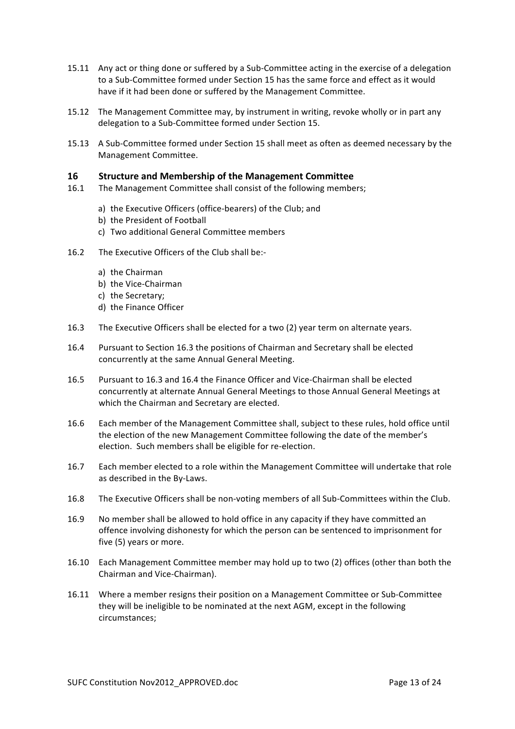15.11 Any act or thing done or suffered by a Sub-Committee acting in the exercise of a delegation to a Sub-Committee formed under Section 15 has the same force and effect as it would have if it had been done or suffered by the Management Committee.

15.12 The Management Committee may, by instrument in writing, revoke wholly or in part any delegation to a Sub-Committee formed under Section 15.

15.13 A Sub-Committee formed under Section 15 shall meet as often as deemed necessary by the Management Committee.

## 16 Structure and Membership of the Management Committee

16.1 The Management Committee shall consist of the following members;

a) the Executive Officers (office-bearers) of the Club; and
b) the President of Football
c) Two additional General Committee members

16.2 The Executive Officers of the Club shall be:-

a) the Chairman
b) the Vice-Chairman
c) the Secretary;
d) the Finance Officer

16.3 The Executive Officers shall be elected for a two (2) year term on alternate years.

16.4 Pursuant to Section 16.3 the positions of Chairman and Secretary shall be elected concurrently at the same Annual General Meeting.

16.5 Pursuant to 16.3 and 16.4 the Finance Officer and Vice-Chairman shall be elected concurrently at alternate Annual General Meetings to those Annual General Meetings at which the Chairman and Secretary are elected.

16.6 Each member of the Management Committee shall, subject to these rules, hold office until the election of the new Management Committee following the date of the member's election. Such members shall be eligible for re-election.

16.7 Each member elected to a role within the Management Committee will undertake that role as described in the By-Laws.

16.8 The Executive Officers shall be non-voting members of all Sub-Committees within the Club.

16.9 No member shall be allowed to hold office in any capacity if they have committed an offence involving dishonesty for which the person can be sentenced to imprisonment for five (5) years or more.

16.10 Each Management Committee member may hold up to two (2) offices (other than both the Chairman and Vice-Chairman).

16.11 Where a member resigns their position on a Management Committee or Sub-Committee they will be ineligible to be nominated at the next AGM, except in the following circumstances;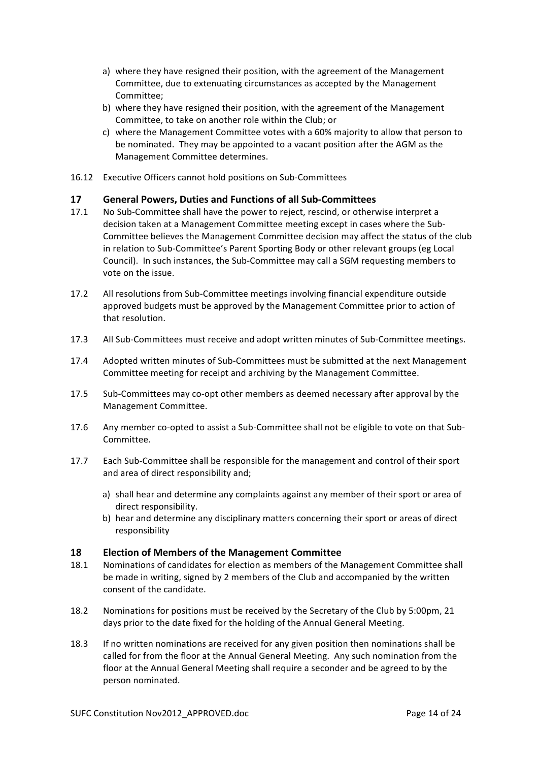a) where they have resigned their position, with the agreement of the Management Committee, due to extenuating circumstances as accepted by the Management Committee;
b) where they have resigned their position, with the agreement of the Management Committee, to take on another role within the Club; or
c) where the Management Committee votes with a 60% majority to allow that person to be nominated. They may be appointed to a vacant position after the AGM as the Management Committee determines.

16.12 Executive Officers cannot hold positions on Sub-Committees

## 17 General Powers, Duties and Functions of all Sub-Committees

17.1 No Sub-Committee shall have the power to reject, rescind, or otherwise interpret a decision taken at a Management Committee meeting except in cases where the Sub-Committee believes the Management Committee decision may affect the status of the club in relation to Sub-Committee's Parent Sporting Body or other relevant groups (eg Local Council). In such instances, the Sub-Committee may call a SGM requesting members to vote on the issue.

17.2 All resolutions from Sub-Committee meetings involving financial expenditure outside approved budgets must be approved by the Management Committee prior to action of that resolution.

17.3 All Sub-Committees must receive and adopt written minutes of Sub-Committee meetings.

17.4 Adopted written minutes of Sub-Committees must be submitted at the next Management Committee meeting for receipt and archiving by the Management Committee.

17.5 Sub-Committees may co-opt other members as deemed necessary after approval by the Management Committee.

17.6 Any member co-opted to assist a Sub-Committee shall not be eligible to vote on that Sub-Committee.

17.7 Each Sub-Committee shall be responsible for the management and control of their sport and area of direct responsibility and;

a) shall hear and determine any complaints against any member of their sport or area of direct responsibility.
b) hear and determine any disciplinary matters concerning their sport or areas of direct responsibility

## 18 Election of Members of the Management Committee

18.1 Nominations of candidates for election as members of the Management Committee shall be made in writing, signed by 2 members of the Club and accompanied by the written consent of the candidate.

18.2 Nominations for positions must be received by the Secretary of the Club by 5:00pm, 21 days prior to the date fixed for the holding of the Annual General Meeting.

18.3 If no written nominations are received for any given position then nominations shall be called for from the floor at the Annual General Meeting. Any such nomination from the floor at the Annual General Meeting shall require a seconder and be agreed to by the person nominated.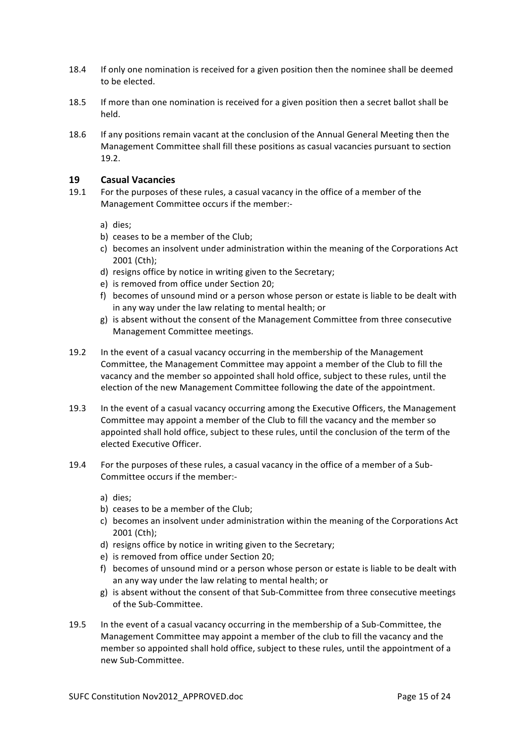18.4 If only one nomination is received for a given position then the nominee shall be deemed to be elected.

18.5 If more than one nomination is received for a given position then a secret ballot shall be held.

18.6 If any positions remain vacant at the conclusion of the Annual General Meeting then the Management Committee shall fill these positions as casual vacancies pursuant to section 19.2.

## 19 Casual Vacancies

19.1 For the purposes of these rules, a casual vacancy in the office of a member of the Management Committee occurs if the member:-

a) dies;
b) ceases to be a member of the Club;
c) becomes an insolvent under administration within the meaning of the Corporations Act 2001 (Cth);
d) resigns office by notice in writing given to the Secretary;
e) is removed from office under Section 20;
f) becomes of unsound mind or a person whose person or estate is liable to be dealt with in any way under the law relating to mental health; or
g) is absent without the consent of the Management Committee from three consecutive Management Committee meetings.

19.2 In the event of a casual vacancy occurring in the membership of the Management Committee, the Management Committee may appoint a member of the Club to fill the vacancy and the member so appointed shall hold office, subject to these rules, until the election of the new Management Committee following the date of the appointment.

19.3 In the event of a casual vacancy occurring among the Executive Officers, the Management Committee may appoint a member of the Club to fill the vacancy and the member so appointed shall hold office, subject to these rules, until the conclusion of the term of the elected Executive Officer.

19.4 For the purposes of these rules, a casual vacancy in the office of a member of a Sub-Committee occurs if the member:-

a) dies;
b) ceases to be a member of the Club;
c) becomes an insolvent under administration within the meaning of the Corporations Act 2001 (Cth);
d) resigns office by notice in writing given to the Secretary;
e) is removed from office under Section 20;
f) becomes of unsound mind or a person whose person or estate is liable to be dealt with an any way under the law relating to mental health; or
g) is absent without the consent of that Sub-Committee from three consecutive meetings of the Sub-Committee.

19.5 In the event of a casual vacancy occurring in the membership of a Sub-Committee, the Management Committee may appoint a member of the club to fill the vacancy and the member so appointed shall hold office, subject to these rules, until the appointment of a new Sub-Committee.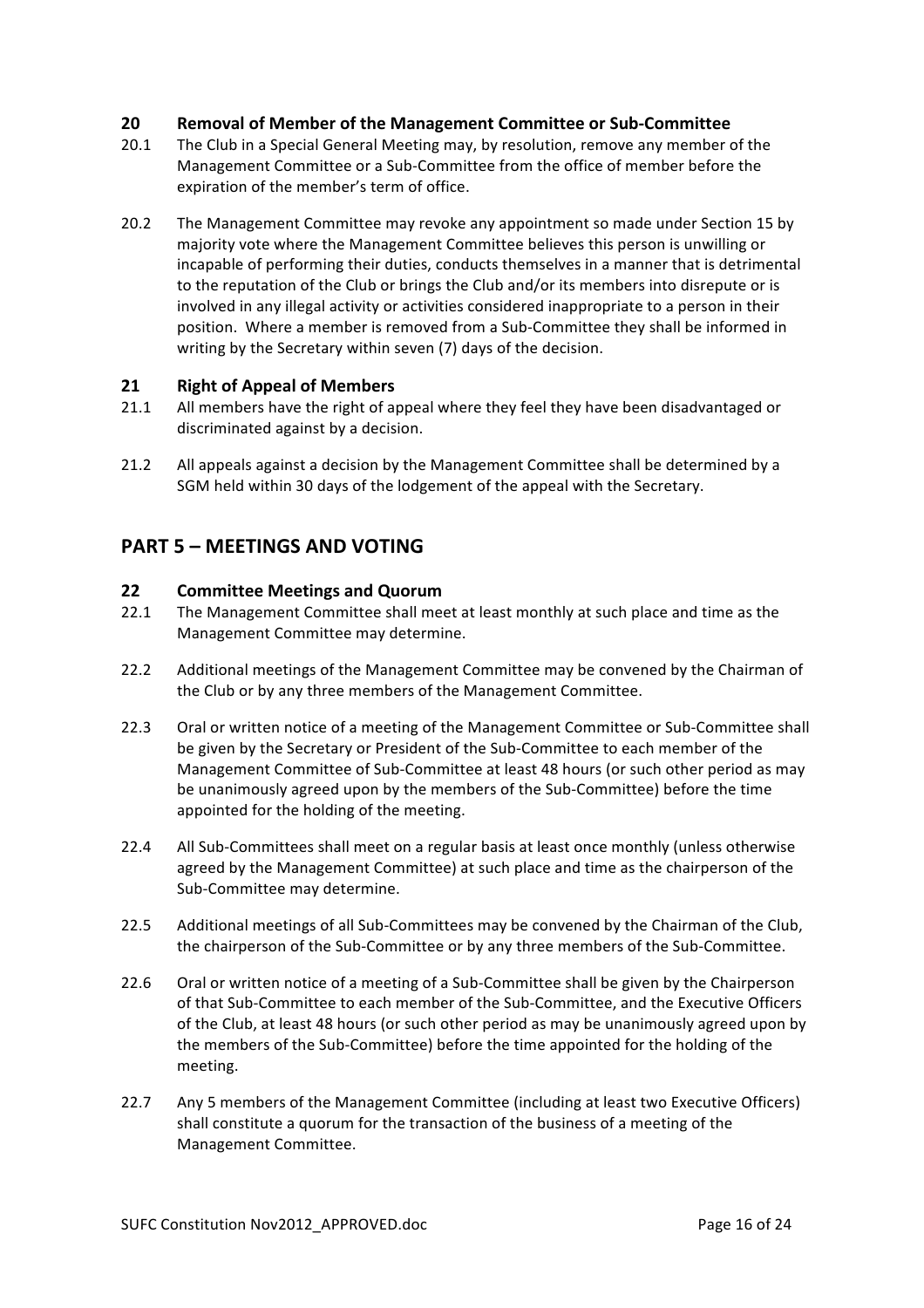## 20 Removal of Member of the Management Committee or Sub-Committee

20.1 The Club in a Special General Meeting may, by resolution, remove any member of the Management Committee or a Sub-Committee from the office of member before the expiration of the member's term of office.

20.2 The Management Committee may revoke any appointment so made under Section 15 by majority vote where the Management Committee believes this person is unwilling or incapable of performing their duties, conducts themselves in a manner that is detrimental to the reputation of the Club or brings the Club and/or its members into disrepute or is involved in any illegal activity or activities considered inappropriate to a person in their position. Where a member is removed from a Sub-Committee they shall be informed in writing by the Secretary within seven (7) days of the decision.

## 21 Right of Appeal of Members

21.1 All members have the right of appeal where they feel they have been disadvantaged or discriminated against by a decision.

21.2 All appeals against a decision by the Management Committee shall be determined by a SGM held within 30 days of the lodgement of the appeal with the Secretary.

# PART 5 – MEETINGS AND VOTING

## 22 Committee Meetings and Quorum

22.1 The Management Committee shall meet at least monthly at such place and time as the Management Committee may determine.

22.2 Additional meetings of the Management Committee may be convened by the Chairman of the Club or by any three members of the Management Committee.

22.3 Oral or written notice of a meeting of the Management Committee or Sub-Committee shall be given by the Secretary or President of the Sub-Committee to each member of the Management Committee of Sub-Committee at least 48 hours (or such other period as may be unanimously agreed upon by the members of the Sub-Committee) before the time appointed for the holding of the meeting.

22.4 All Sub-Committees shall meet on a regular basis at least once monthly (unless otherwise agreed by the Management Committee) at such place and time as the chairperson of the Sub-Committee may determine.

22.5 Additional meetings of all Sub-Committees may be convened by the Chairman of the Club, the chairperson of the Sub-Committee or by any three members of the Sub-Committee.

22.6 Oral or written notice of a meeting of a Sub-Committee shall be given by the Chairperson of that Sub-Committee to each member of the Sub-Committee, and the Executive Officers of the Club, at least 48 hours (or such other period as may be unanimously agreed upon by the members of the Sub-Committee) before the time appointed for the holding of the meeting.

22.7 Any 5 members of the Management Committee (including at least two Executive Officers) shall constitute a quorum for the transaction of the business of a meeting of the Management Committee.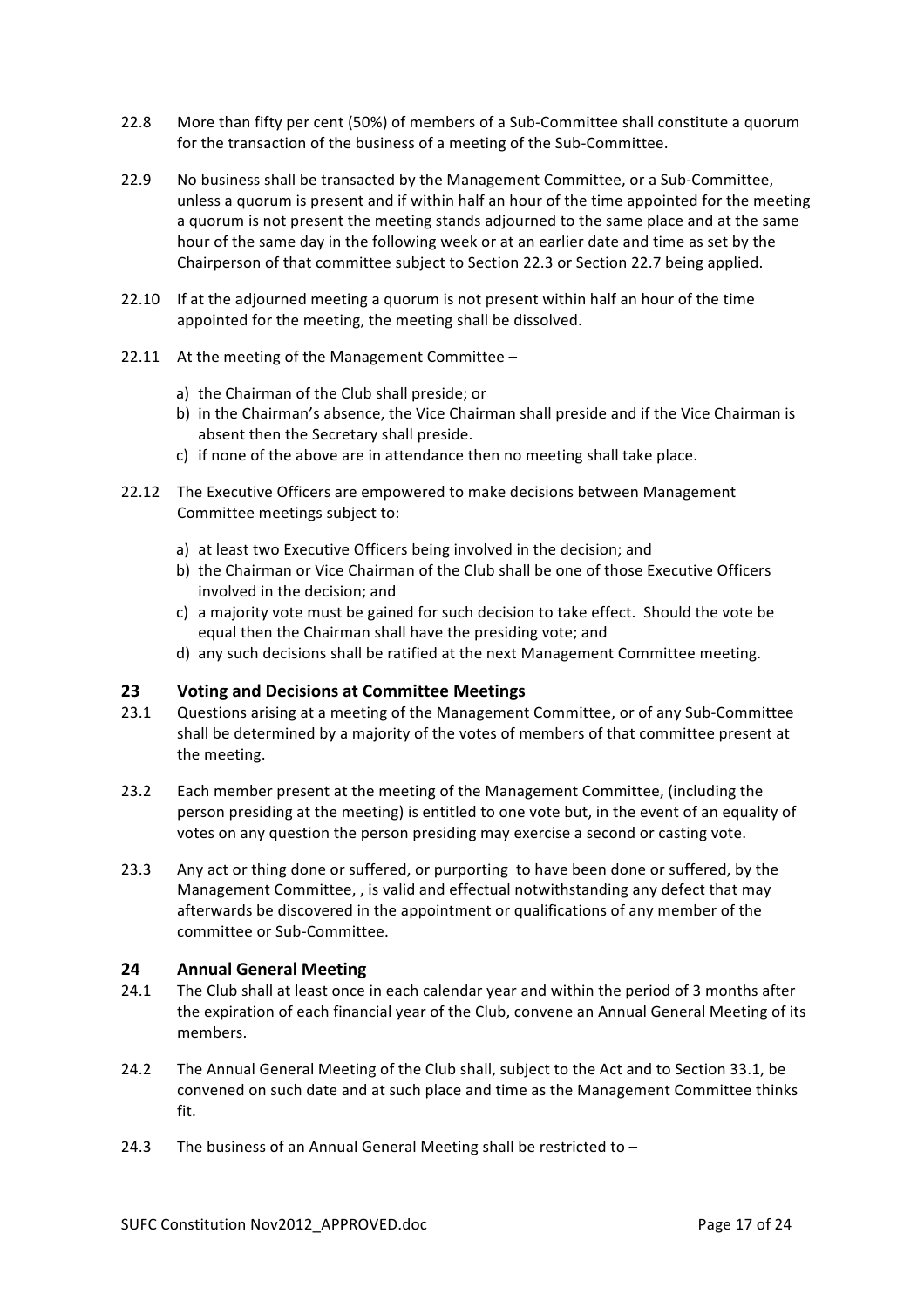22.8 More than fifty per cent (50%) of members of a Sub-Committee shall constitute a quorum for the transaction of the business of a meeting of the Sub-Committee.

22.9 No business shall be transacted by the Management Committee, or a Sub-Committee, unless a quorum is present and if within half an hour of the time appointed for the meeting a quorum is not present the meeting stands adjourned to the same place and at the same hour of the same day in the following week or at an earlier date and time as set by the Chairperson of that committee subject to Section 22.3 or Section 22.7 being applied.

22.10 If at the adjourned meeting a quorum is not present within half an hour of the time appointed for the meeting, the meeting shall be dissolved.

22.11 At the meeting of the Management Committee –

a) the Chairman of the Club shall preside; or
b) in the Chairman's absence, the Vice Chairman shall preside and if the Vice Chairman is absent then the Secretary shall preside.
c) if none of the above are in attendance then no meeting shall take place.

22.12 The Executive Officers are empowered to make decisions between Management Committee meetings subject to:

a) at least two Executive Officers being involved in the decision; and
b) the Chairman or Vice Chairman of the Club shall be one of those Executive Officers involved in the decision; and
c) a majority vote must be gained for such decision to take effect. Should the vote be equal then the Chairman shall have the presiding vote; and
d) any such decisions shall be ratified at the next Management Committee meeting.

## 23 Voting and Decisions at Committee Meetings

23.1 Questions arising at a meeting of the Management Committee, or of any Sub-Committee shall be determined by a majority of the votes of members of that committee present at the meeting.

23.2 Each member present at the meeting of the Management Committee, (including the person presiding at the meeting) is entitled to one vote but, in the event of an equality of votes on any question the person presiding may exercise a second or casting vote.

23.3 Any act or thing done or suffered, or purporting to have been done or suffered, by the Management Committee, , is valid and effectual notwithstanding any defect that may afterwards be discovered in the appointment or qualifications of any member of the committee or Sub-Committee.

## 24 Annual General Meeting

24.1 The Club shall at least once in each calendar year and within the period of 3 months after the expiration of each financial year of the Club, convene an Annual General Meeting of its members.

24.2 The Annual General Meeting of the Club shall, subject to the Act and to Section 33.1, be convened on such date and at such place and time as the Management Committee thinks fit.

24.3 The business of an Annual General Meeting shall be restricted to –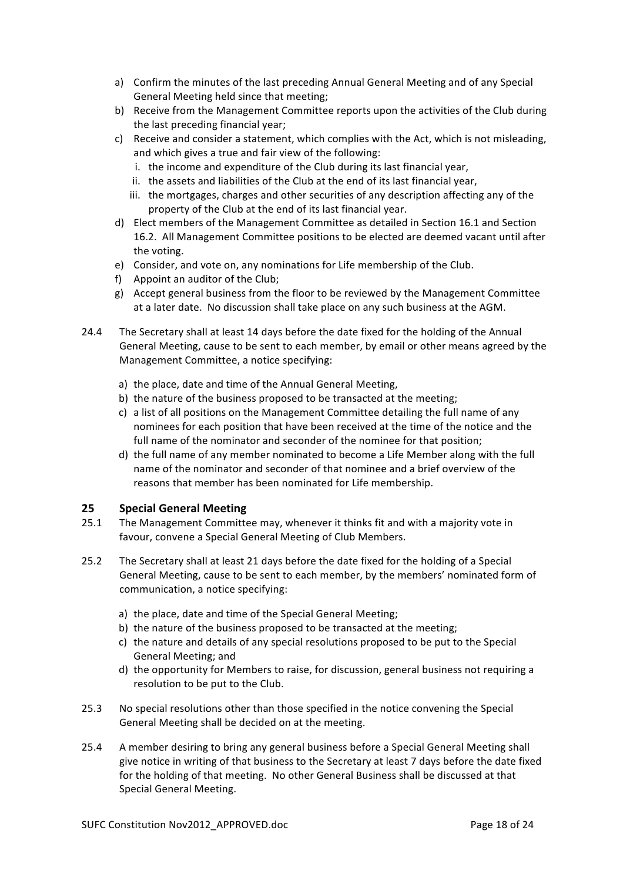a) Confirm the minutes of the last preceding Annual General Meeting and of any Special General Meeting held since that meeting;
b) Receive from the Management Committee reports upon the activities of the Club during the last preceding financial year;
c) Receive and consider a statement, which complies with the Act, which is not misleading, and which gives a true and fair view of the following:
   i. the income and expenditure of the Club during its last financial year,
   ii. the assets and liabilities of the Club at the end of its last financial year,
   iii. the mortgages, charges and other securities of any description affecting any of the property of the Club at the end of its last financial year.
d) Elect members of the Management Committee as detailed in Section 16.1 and Section 16.2. All Management Committee positions to be elected are deemed vacant until after the voting.
e) Consider, and vote on, any nominations for Life membership of the Club.
f) Appoint an auditor of the Club;
g) Accept general business from the floor to be reviewed by the Management Committee at a later date. No discussion shall take place on any such business at the AGM.

24.4 The Secretary shall at least 14 days before the date fixed for the holding of the Annual General Meeting, cause to be sent to each member, by email or other means agreed by the Management Committee, a notice specifying:

a) the place, date and time of the Annual General Meeting,
b) the nature of the business proposed to be transacted at the meeting;
c) a list of all positions on the Management Committee detailing the full name of any nominees for each position that have been received at the time of the notice and the full name of the nominator and seconder of the nominee for that position;
d) the full name of any member nominated to become a Life Member along with the full name of the nominator and seconder of that nominee and a brief overview of the reasons that member has been nominated for Life membership.

## 25 Special General Meeting

25.1 The Management Committee may, whenever it thinks fit and with a majority vote in favour, convene a Special General Meeting of Club Members.

25.2 The Secretary shall at least 21 days before the date fixed for the holding of a Special General Meeting, cause to be sent to each member, by the members' nominated form of communication, a notice specifying:

a) the place, date and time of the Special General Meeting;
b) the nature of the business proposed to be transacted at the meeting;
c) the nature and details of any special resolutions proposed to be put to the Special General Meeting; and
d) the opportunity for Members to raise, for discussion, general business not requiring a resolution to be put to the Club.

25.3 No special resolutions other than those specified in the notice convening the Special General Meeting shall be decided on at the meeting.

25.4 A member desiring to bring any general business before a Special General Meeting shall give notice in writing of that business to the Secretary at least 7 days before the date fixed for the holding of that meeting. No other General Business shall be discussed at that Special General Meeting.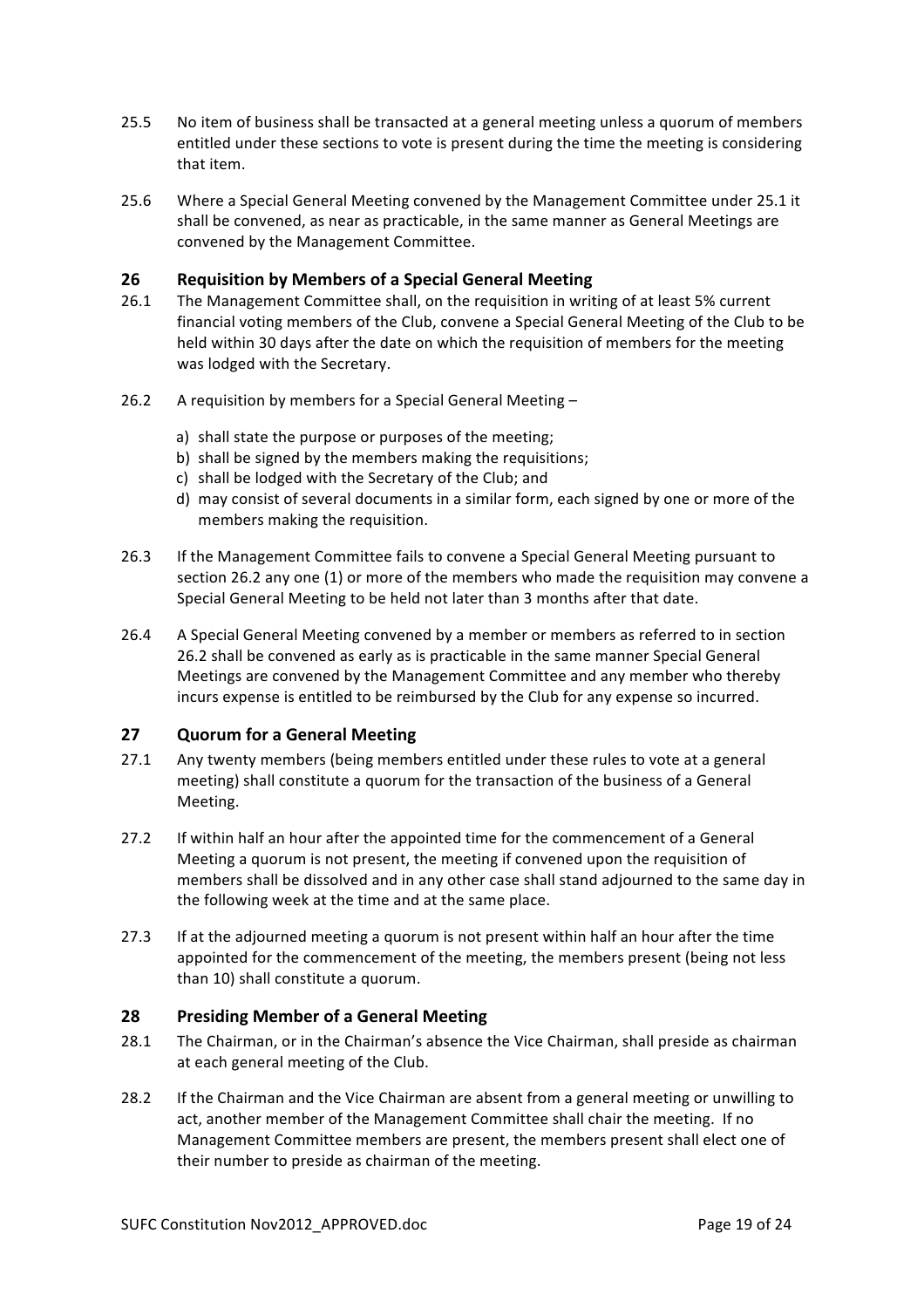25.5 No item of business shall be transacted at a general meeting unless a quorum of members entitled under these sections to vote is present during the time the meeting is considering that item.

25.6 Where a Special General Meeting convened by the Management Committee under 25.1 it shall be convened, as near as practicable, in the same manner as General Meetings are convened by the Management Committee.

## 26 Requisition by Members of a Special General Meeting

26.1 The Management Committee shall, on the requisition in writing of at least 5% current financial voting members of the Club, convene a Special General Meeting of the Club to be held within 30 days after the date on which the requisition of members for the meeting was lodged with the Secretary.

26.2 A requisition by members for a Special General Meeting –

a) shall state the purpose or purposes of the meeting;
b) shall be signed by the members making the requisitions;
c) shall be lodged with the Secretary of the Club; and
d) may consist of several documents in a similar form, each signed by one or more of the members making the requisition.

26.3 If the Management Committee fails to convene a Special General Meeting pursuant to section 26.2 any one (1) or more of the members who made the requisition may convene a Special General Meeting to be held not later than 3 months after that date.

26.4 A Special General Meeting convened by a member or members as referred to in section 26.2 shall be convened as early as is practicable in the same manner Special General Meetings are convened by the Management Committee and any member who thereby incurs expense is entitled to be reimbursed by the Club for any expense so incurred.

## 27 Quorum for a General Meeting

27.1 Any twenty members (being members entitled under these rules to vote at a general meeting) shall constitute a quorum for the transaction of the business of a General Meeting.

27.2 If within half an hour after the appointed time for the commencement of a General Meeting a quorum is not present, the meeting if convened upon the requisition of members shall be dissolved and in any other case shall stand adjourned to the same day in the following week at the time and at the same place.

27.3 If at the adjourned meeting a quorum is not present within half an hour after the time appointed for the commencement of the meeting, the members present (being not less than 10) shall constitute a quorum.

## 28 Presiding Member of a General Meeting

28.1 The Chairman, or in the Chairman's absence the Vice Chairman, shall preside as chairman at each general meeting of the Club.

28.2 If the Chairman and the Vice Chairman are absent from a general meeting or unwilling to act, another member of the Management Committee shall chair the meeting. If no Management Committee members are present, the members present shall elect one of their number to preside as chairman of the meeting.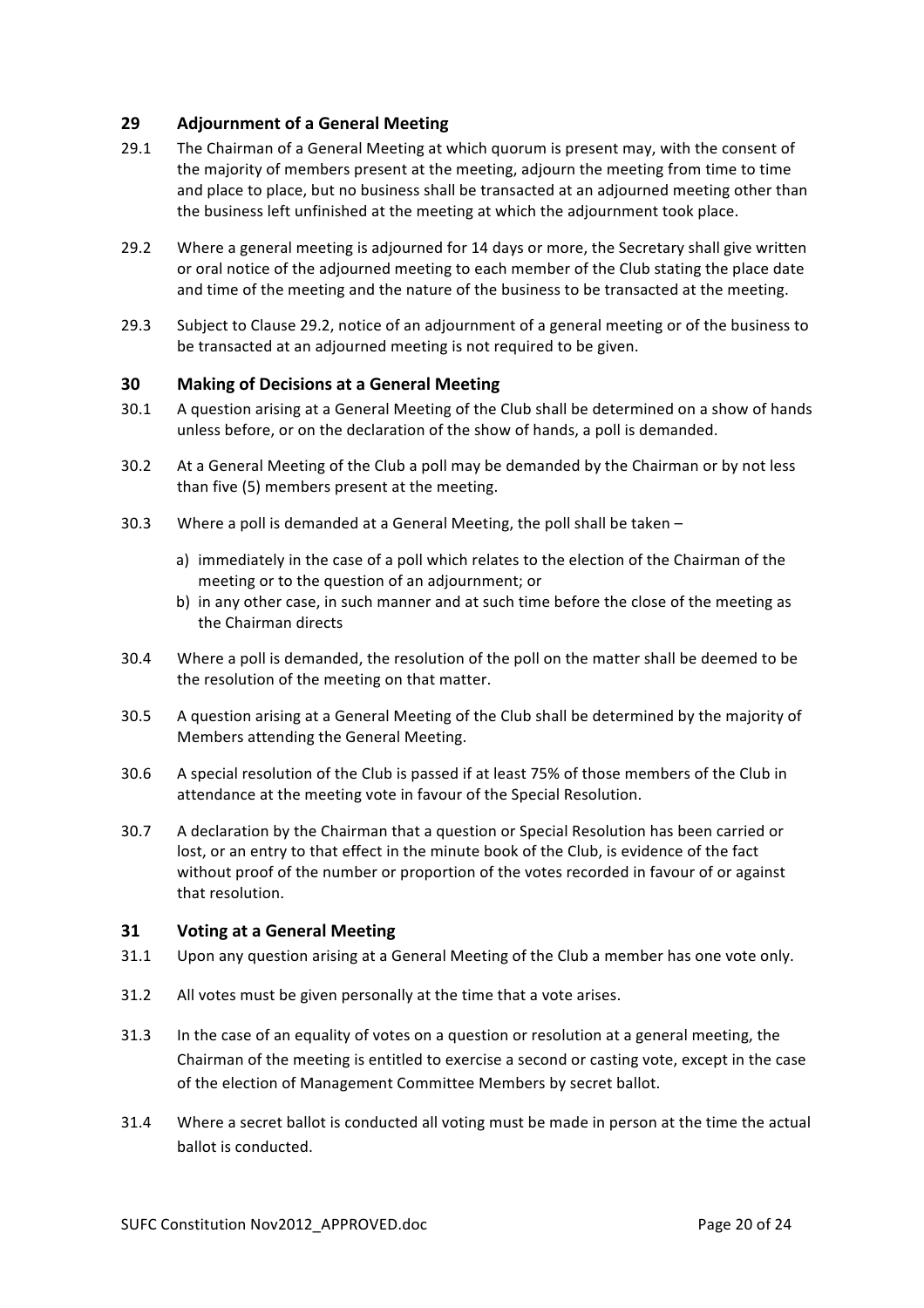## 29 Adjournment of a General Meeting

29.1 The Chairman of a General Meeting at which quorum is present may, with the consent of the majority of members present at the meeting, adjourn the meeting from time to time and place to place, but no business shall be transacted at an adjourned meeting other than the business left unfinished at the meeting at which the adjournment took place.

29.2 Where a general meeting is adjourned for 14 days or more, the Secretary shall give written or oral notice of the adjourned meeting to each member of the Club stating the place date and time of the meeting and the nature of the business to be transacted at the meeting.

29.3 Subject to Clause 29.2, notice of an adjournment of a general meeting or of the business to be transacted at an adjourned meeting is not required to be given.

## 30 Making of Decisions at a General Meeting

30.1 A question arising at a General Meeting of the Club shall be determined on a show of hands unless before, or on the declaration of the show of hands, a poll is demanded.

30.2 At a General Meeting of the Club a poll may be demanded by the Chairman or by not less than five (5) members present at the meeting.

30.3 Where a poll is demanded at a General Meeting, the poll shall be taken –

a) immediately in the case of a poll which relates to the election of the Chairman of the meeting or to the question of an adjournment; or
b) in any other case, in such manner and at such time before the close of the meeting as the Chairman directs

30.4 Where a poll is demanded, the resolution of the poll on the matter shall be deemed to be the resolution of the meeting on that matter.

30.5 A question arising at a General Meeting of the Club shall be determined by the majority of Members attending the General Meeting.

30.6 A special resolution of the Club is passed if at least 75% of those members of the Club in attendance at the meeting vote in favour of the Special Resolution.

30.7 A declaration by the Chairman that a question or Special Resolution has been carried or lost, or an entry to that effect in the minute book of the Club, is evidence of the fact without proof of the number or proportion of the votes recorded in favour of or against that resolution.

## 31 Voting at a General Meeting

31.1 Upon any question arising at a General Meeting of the Club a member has one vote only.

31.2 All votes must be given personally at the time that a vote arises.

31.3 In the case of an equality of votes on a question or resolution at a general meeting, the Chairman of the meeting is entitled to exercise a second or casting vote, except in the case of the election of Management Committee Members by secret ballot.

31.4 Where a secret ballot is conducted all voting must be made in person at the time the actual ballot is conducted.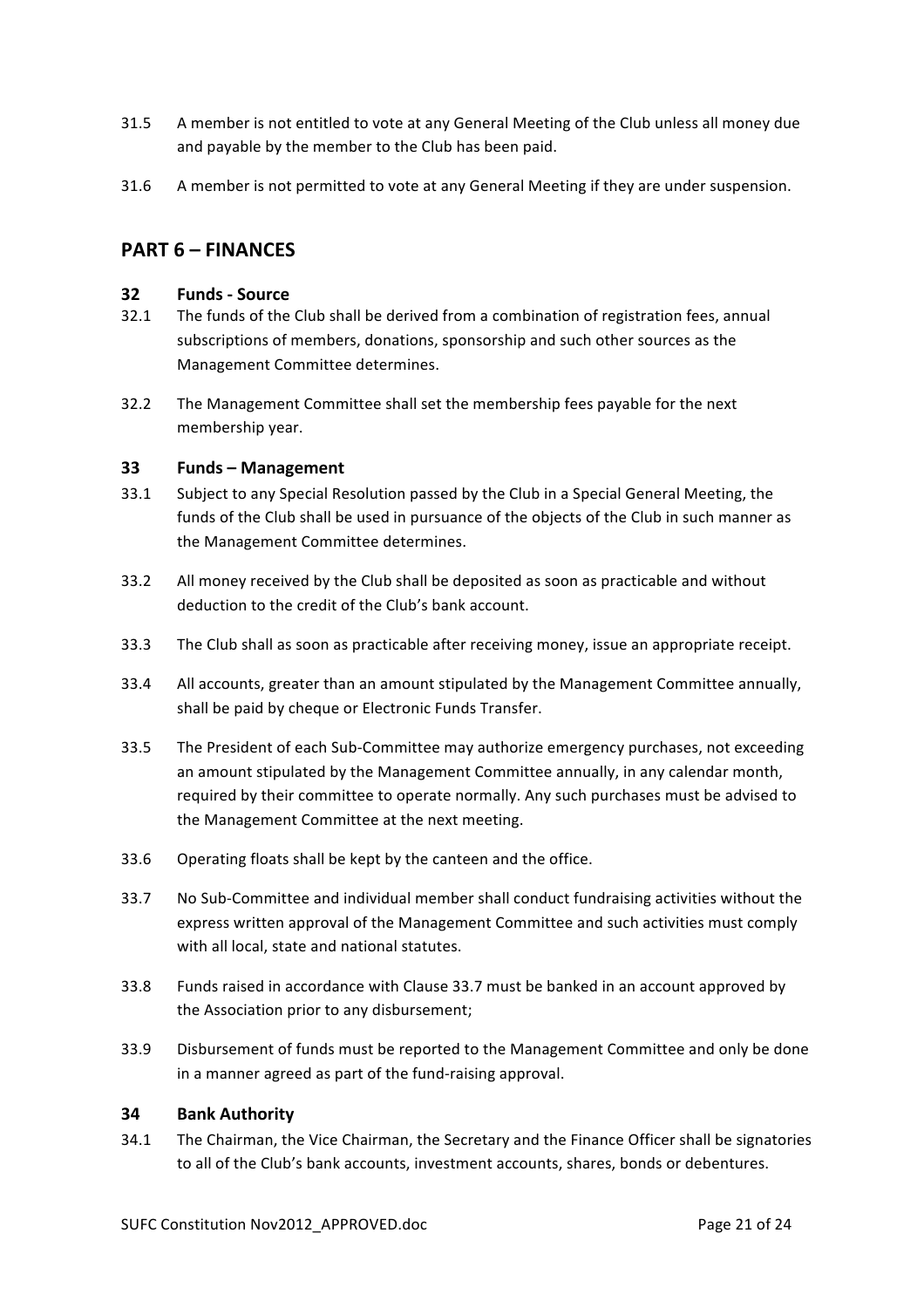31.5 A member is not entitled to vote at any General Meeting of the Club unless all money due and payable by the member to the Club has been paid.

31.6 A member is not permitted to vote at any General Meeting if they are under suspension.

## PART 6 – FINANCES

### 32 Funds - Source

32.1 The funds of the Club shall be derived from a combination of registration fees, annual subscriptions of members, donations, sponsorship and such other sources as the Management Committee determines.

32.2 The Management Committee shall set the membership fees payable for the next membership year.

### 33 Funds – Management

33.1 Subject to any Special Resolution passed by the Club in a Special General Meeting, the funds of the Club shall be used in pursuance of the objects of the Club in such manner as the Management Committee determines.

33.2 All money received by the Club shall be deposited as soon as practicable and without deduction to the credit of the Club's bank account.

33.3 The Club shall as soon as practicable after receiving money, issue an appropriate receipt.

33.4 All accounts, greater than an amount stipulated by the Management Committee annually, shall be paid by cheque or Electronic Funds Transfer.

33.5 The President of each Sub-Committee may authorize emergency purchases, not exceeding an amount stipulated by the Management Committee annually, in any calendar month, required by their committee to operate normally. Any such purchases must be advised to the Management Committee at the next meeting.

33.6 Operating floats shall be kept by the canteen and the office.

33.7 No Sub-Committee and individual member shall conduct fundraising activities without the express written approval of the Management Committee and such activities must comply with all local, state and national statutes.

33.8 Funds raised in accordance with Clause 33.7 must be banked in an account approved by the Association prior to any disbursement;

33.9 Disbursement of funds must be reported to the Management Committee and only be done in a manner agreed as part of the fund-raising approval.

### 34 Bank Authority

34.1 The Chairman, the Vice Chairman, the Secretary and the Finance Officer shall be signatories to all of the Club's bank accounts, investment accounts, shares, bonds or debentures.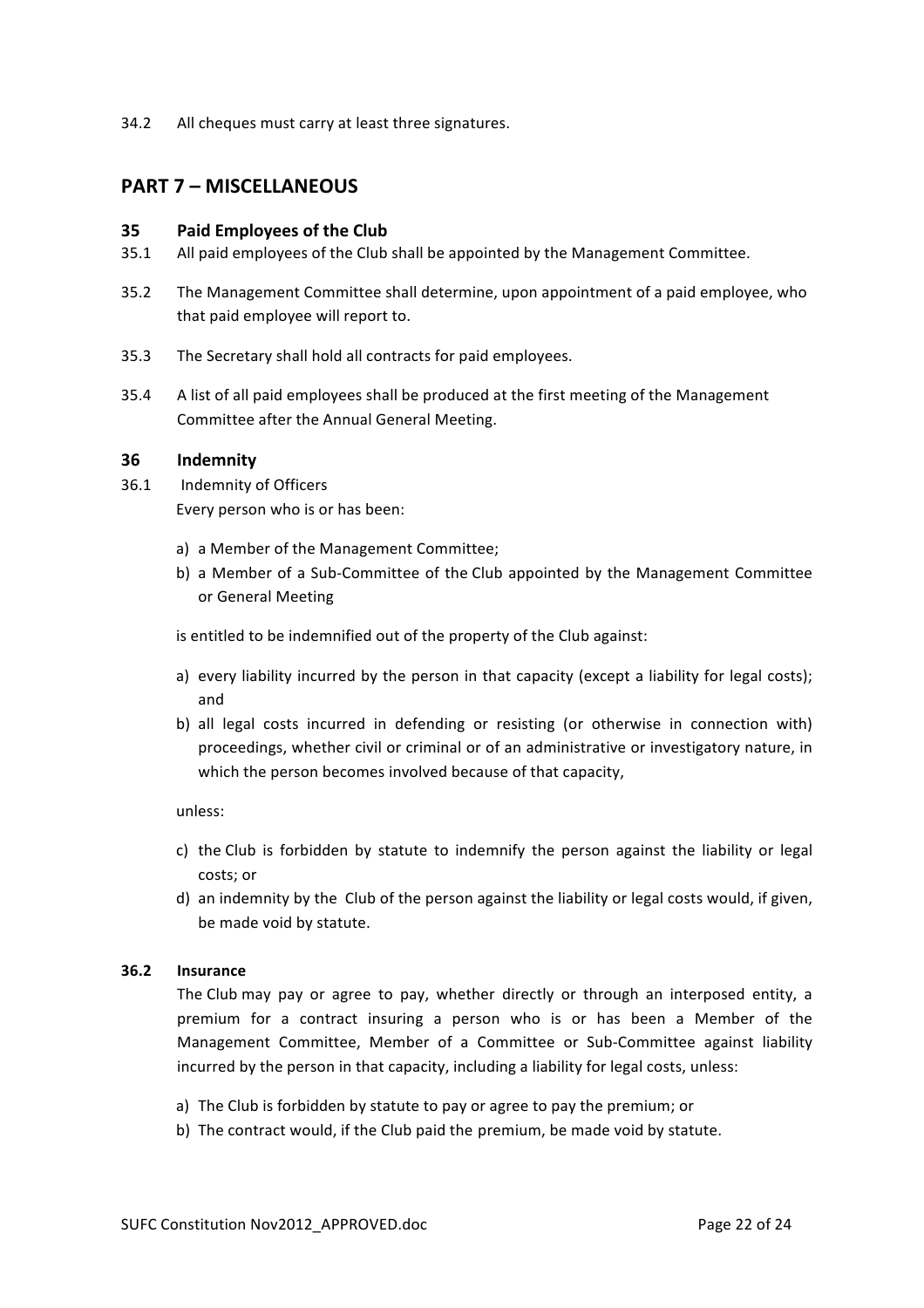34.2 All cheques must carry at least three signatures.

## PART 7 – MISCELLANEOUS

### 35 Paid Employees of the Club

35.1 All paid employees of the Club shall be appointed by the Management Committee.

35.2 The Management Committee shall determine, upon appointment of a paid employee, who that paid employee will report to.

35.3 The Secretary shall hold all contracts for paid employees.

35.4 A list of all paid employees shall be produced at the first meeting of the Management Committee after the Annual General Meeting.

### 36 Indemnity

36.1 Indemnity of Officers

Every person who is or has been:

a) a Member of the Management Committee;
b) a Member of a Sub-Committee of the Club appointed by the Management Committee or General Meeting

is entitled to be indemnified out of the property of the Club against:

a) every liability incurred by the person in that capacity (except a liability for legal costs); and
b) all legal costs incurred in defending or resisting (or otherwise in connection with) proceedings, whether civil or criminal or of an administrative or investigatory nature, in which the person becomes involved because of that capacity,

unless:

c) the Club is forbidden by statute to indemnify the person against the liability or legal costs; or
d) an indemnity by the Club of the person against the liability or legal costs would, if given, be made void by statute.

**36.2 Insurance**

The Club may pay or agree to pay, whether directly or through an interposed entity, a premium for a contract insuring a person who is or has been a Member of the Management Committee, Member of a Committee or Sub-Committee against liability incurred by the person in that capacity, including a liability for legal costs, unless:

a) The Club is forbidden by statute to pay or agree to pay the premium; or
b) The contract would, if the Club paid the premium, be made void by statute.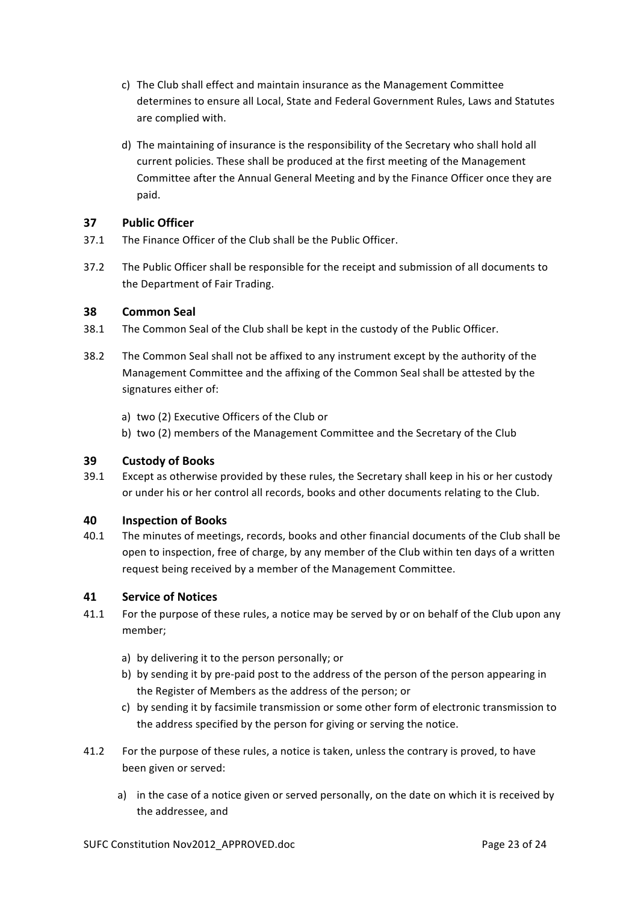c) The Club shall effect and maintain insurance as the Management Committee determines to ensure all Local, State and Federal Government Rules, Laws and Statutes are complied with.

d) The maintaining of insurance is the responsibility of the Secretary who shall hold all current policies. These shall be produced at the first meeting of the Management Committee after the Annual General Meeting and by the Finance Officer once they are paid.

## 37 Public Officer

37.1 The Finance Officer of the Club shall be the Public Officer.

37.2 The Public Officer shall be responsible for the receipt and submission of all documents to the Department of Fair Trading.

## 38 Common Seal

38.1 The Common Seal of the Club shall be kept in the custody of the Public Officer.

38.2 The Common Seal shall not be affixed to any instrument except by the authority of the Management Committee and the affixing of the Common Seal shall be attested by the signatures either of:

a) two (2) Executive Officers of the Club or
b) two (2) members of the Management Committee and the Secretary of the Club

## 39 Custody of Books

39.1 Except as otherwise provided by these rules, the Secretary shall keep in his or her custody or under his or her control all records, books and other documents relating to the Club.

## 40 Inspection of Books

40.1 The minutes of meetings, records, books and other financial documents of the Club shall be open to inspection, free of charge, by any member of the Club within ten days of a written request being received by a member of the Management Committee.

## 41 Service of Notices

41.1 For the purpose of these rules, a notice may be served by or on behalf of the Club upon any member;

a) by delivering it to the person personally; or
b) by sending it by pre-paid post to the address of the person of the person appearing in the Register of Members as the address of the person; or
c) by sending it by facsimile transmission or some other form of electronic transmission to the address specified by the person for giving or serving the notice.

41.2 For the purpose of these rules, a notice is taken, unless the contrary is proved, to have been given or served:

a) in the case of a notice given or served personally, on the date on which it is received by the addressee, and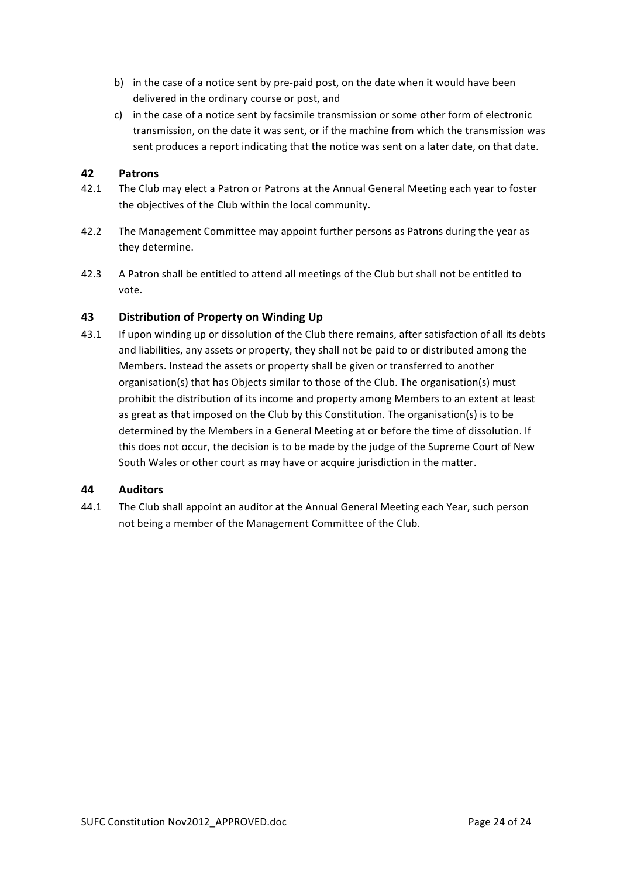b) in the case of a notice sent by pre-paid post, on the date when it would have been delivered in the ordinary course or post, and
c) in the case of a notice sent by facsimile transmission or some other form of electronic transmission, on the date it was sent, or if the machine from which the transmission was sent produces a report indicating that the notice was sent on a later date, on that date.

## 42 Patrons

42.1 The Club may elect a Patron or Patrons at the Annual General Meeting each year to foster the objectives of the Club within the local community.

42.2 The Management Committee may appoint further persons as Patrons during the year as they determine.

42.3 A Patron shall be entitled to attend all meetings of the Club but shall not be entitled to vote.

## 43 Distribution of Property on Winding Up

43.1 If upon winding up or dissolution of the Club there remains, after satisfaction of all its debts and liabilities, any assets or property, they shall not be paid to or distributed among the Members. Instead the assets or property shall be given or transferred to another organisation(s) that has Objects similar to those of the Club. The organisation(s) must prohibit the distribution of its income and property among Members to an extent at least as great as that imposed on the Club by this Constitution. The organisation(s) is to be determined by the Members in a General Meeting at or before the time of dissolution. If this does not occur, the decision is to be made by the judge of the Supreme Court of New South Wales or other court as may have or acquire jurisdiction in the matter.

## 44 Auditors

44.1 The Club shall appoint an auditor at the Annual General Meeting each Year, such person not being a member of the Management Committee of the Club.